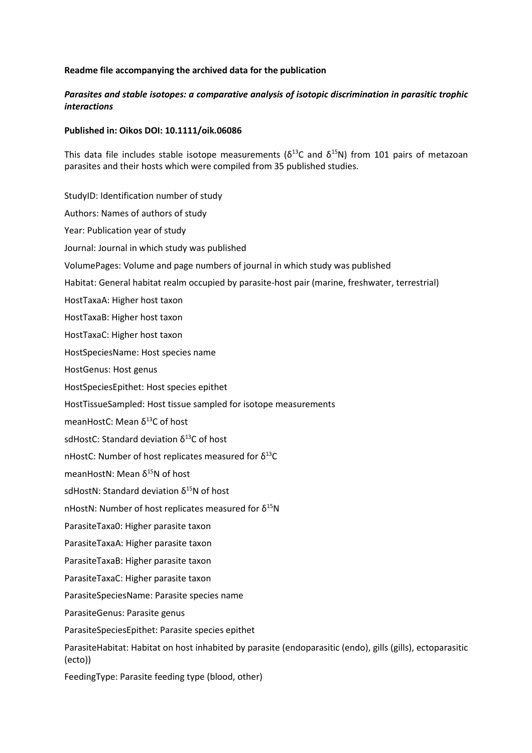**Readme file accompanying the archived data for the publication**

***Parasites and stable isotopes: a comparative analysis of isotopic discrimination in parasitic trophic interactions***

**Published in: Oikos DOI: 10.1111/oik.06086**

This data file includes stable isotope measurements ($\delta^{13}C$ and $\delta^{15}N$) from 101 pairs of metazoan parasites and their hosts which were compiled from 35 published studies.

StudyID: Identification number of study

Authors: Names of authors of study

Year: Publication year of study

Journal: Journal in which study was published

VolumePages: Volume and page numbers of journal in which study was published

Habitat: General habitat realm occupied by parasite-host pair (marine, freshwater, terrestrial)

HostTaxaA: Higher host taxon

HostTaxaB: Higher host taxon

HostTaxaC: Higher host taxon

HostSpeciesName: Host species name

HostGenus: Host genus

HostSpeciesEpithet: Host species epithet

HostTissueSampled: Host tissue sampled for isotope measurements

meanHostC: Mean $\delta^{13}C$ of host

sdHostC: Standard deviation $\delta^{13}C$ of host

nHostC: Number of host replicates measured for $\delta^{13}C$

meanHostN: Mean $\delta^{15}N$ of host

sdHostN: Standard deviation $\delta^{15}N$ of host

nHostN: Number of host replicates measured for $\delta^{15}N$

ParasiteTaxa0: Higher parasite taxon

ParasiteTaxaA: Higher parasite taxon

ParasiteTaxaB: Higher parasite taxon

ParasiteTaxaC: Higher parasite taxon

ParasiteSpeciesName: Parasite species name

ParasiteGenus: Parasite genus

ParasiteSpeciesEpithet: Parasite species epithet

ParasiteHabitat: Habitat on host inhabited by parasite (endoparasitic (endo), gills (gills), ectoparasitic (ecto))

FeedingType: Parasite feeding type (blood, other)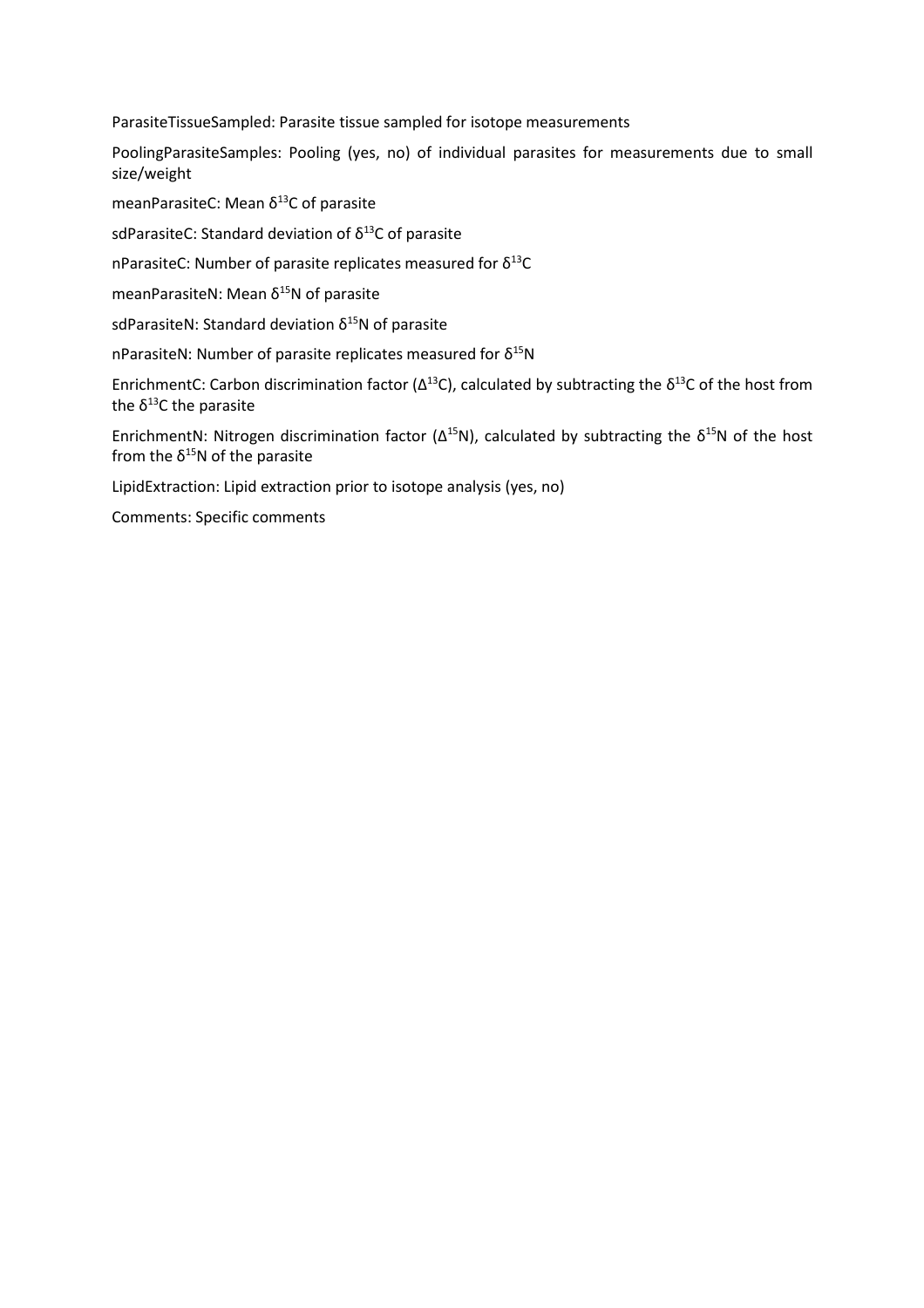ParasiteTissueSampled: Parasite tissue sampled for isotope measurements

PoolingParasiteSamples: Pooling (yes, no) of individual parasites for measurements due to small size/weight

meanParasiteC: Mean $\delta^{13}C$ of parasite

sdParasiteC: Standard deviation of $\delta^{13}C$ of parasite

nParasiteC: Number of parasite replicates measured for $\delta^{13}C$

meanParasiteN: Mean $\delta^{15}N$ of parasite

sdParasiteN: Standard deviation $\delta^{15}N$ of parasite

nParasiteN: Number of parasite replicates measured for $\delta^{15}N$

EnrichmentC: Carbon discrimination factor ($\Delta^{13}C$), calculated by subtracting the $\delta^{13}C$ of the host from the $\delta^{13}C$ the parasite

EnrichmentN: Nitrogen discrimination factor ($\Delta^{15}N$), calculated by subtracting the $\delta^{15}N$ of the host from the $\delta^{15}N$ of the parasite

LipidExtraction: Lipid extraction prior to isotope analysis (yes, no)

Comments: Specific comments